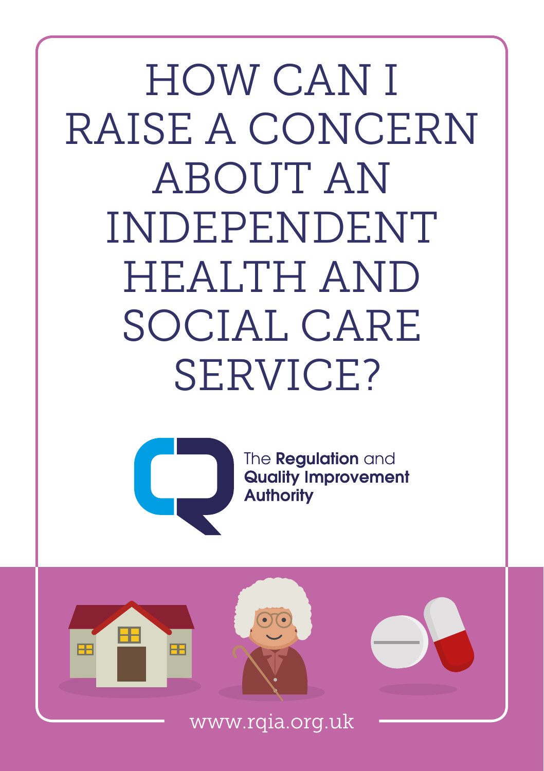# HOW CAN I RAISE A CONCERN ABOUT AN INDEPENDENT HEALTH AND SOCIAL CARE SERVICE?

The **Regulation** and **Quality Improvement Authority**

www.rqia.org.uk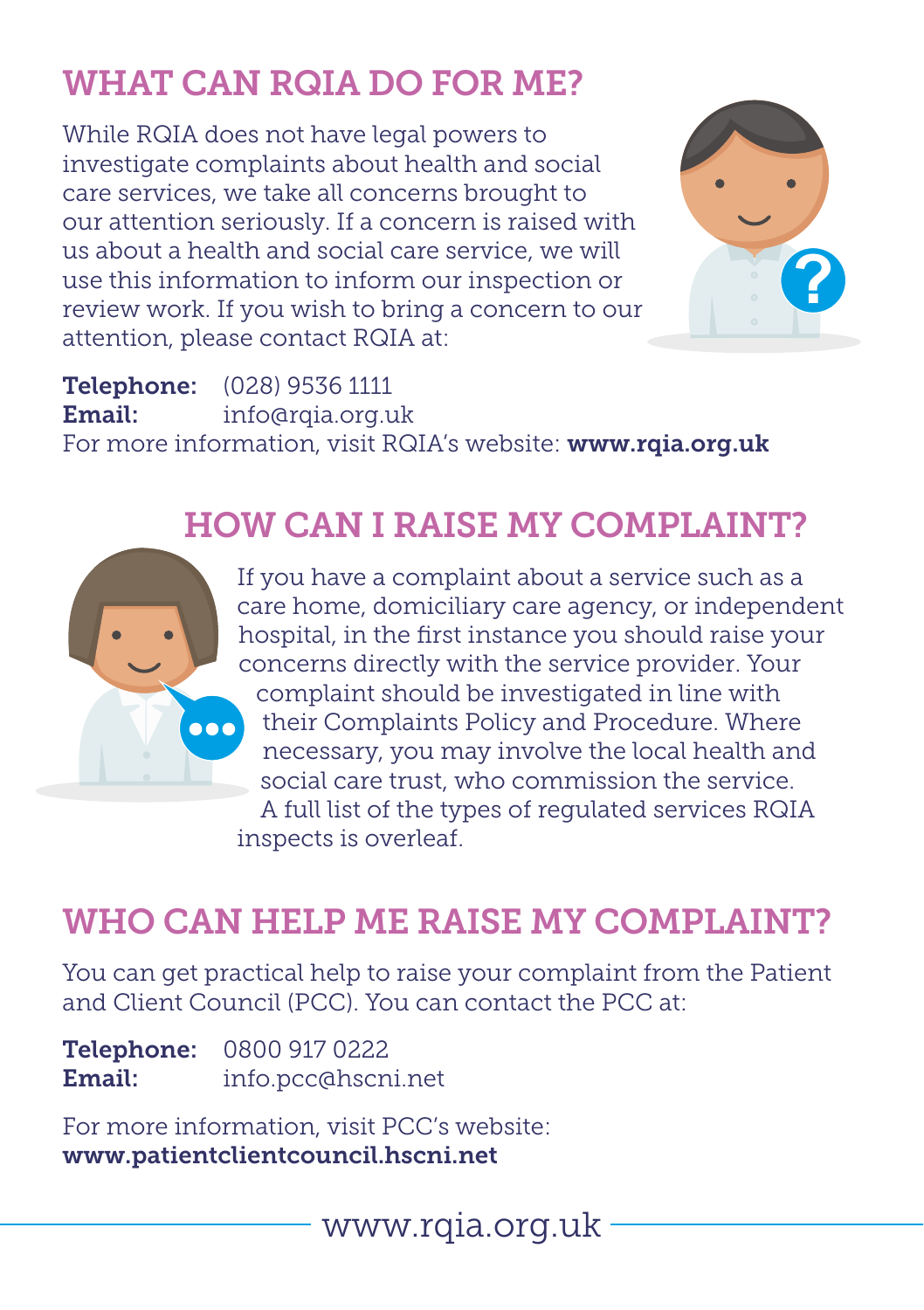## WHAT CAN RQIA DO FOR ME?

While RQIA does not have legal powers to investigate complaints about health and social care services, we take all concerns brought to our attention seriously. If a concern is raised with us about a health and social care service, we will use this information to inform our inspection or review work. If you wish to bring a concern to our attention, please contact RQIA at:

**Telephone:** (028) 9536 1111
**Email:** info@rqia.org.uk
For more information, visit RQIA's website: **www.rqia.org.uk**

## HOW CAN I RAISE MY COMPLAINT?

If you have a complaint about a service such as a care home, domiciliary care agency, or independent hospital, in the first instance you should raise your concerns directly with the service provider. Your complaint should be investigated in line with their Complaints Policy and Procedure. Where necessary, you may involve the local health and social care trust, who commission the service. A full list of the types of regulated services RQIA inspects is overleaf.

## WHO CAN HELP ME RAISE MY COMPLAINT?

You can get practical help to raise your complaint from the Patient and Client Council (PCC). You can contact the PCC at:

**Telephone:** 0800 917 0222
**Email:** info.pcc@hscni.net

For more information, visit PCC's website:
**www.patientclientcouncil.hscni.net**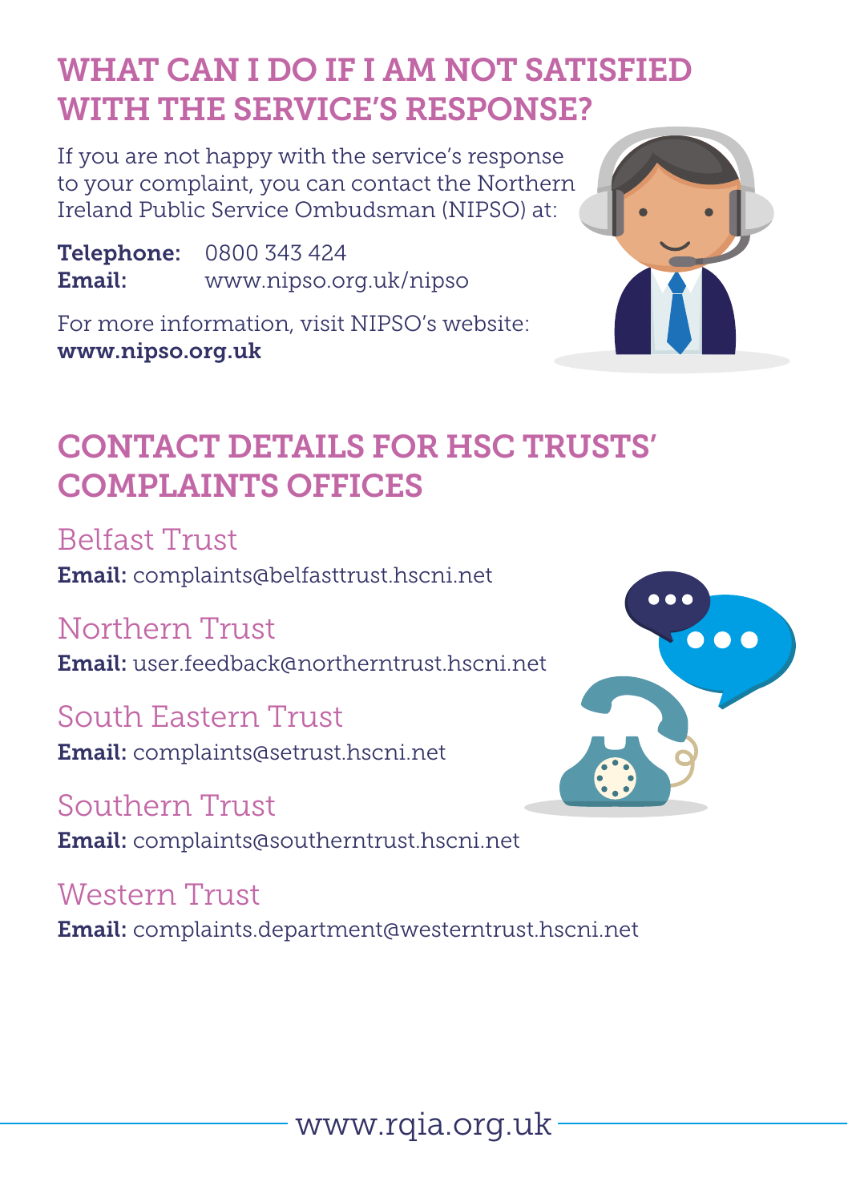## WHAT CAN I DO IF I AM NOT SATISFIED WITH THE SERVICE'S RESPONSE?

If you are not happy with the service's response to your complaint, you can contact the Northern Ireland Public Service Ombudsman (NIPSO) at:

**Telephone:** 0800 343 424
**Email:** www.nipso.org.uk/nipso

For more information, visit NIPSO's website: **www.nipso.org.uk**

## CONTACT DETAILS FOR HSC TRUSTS' COMPLAINTS OFFICES

### Belfast Trust

**Email:** complaints@belfasttrust.hscni.net

### Northern Trust

**Email:** user.feedback@northerntrust.hscni.net

### South Eastern Trust

**Email:** complaints@setrust.hscni.net

### Southern Trust

**Email:** complaints@southerntrust.hscni.net

### Western Trust

**Email:** complaints.department@westerntrust.hscni.net

www.rqia.org.uk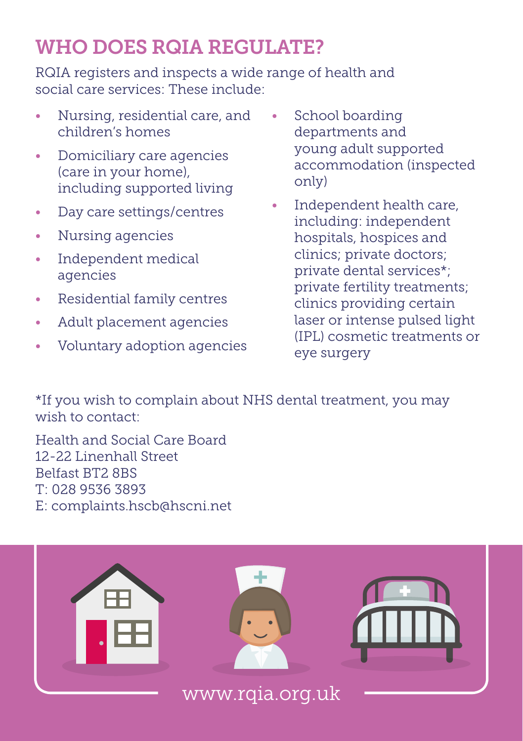## WHO DOES RQIA REGULATE?

RQIA registers and inspects a wide range of health and social care services: These include:

- Nursing, residential care, and children's homes
- Domiciliary care agencies (care in your home), including supported living
- Day care settings/centres
- Nursing agencies
- Independent medical agencies
- Residential family centres
- Adult placement agencies
- Voluntary adoption agencies
- School boarding departments and young adult supported accommodation (inspected only)
- Independent health care, including: independent hospitals, hospices and clinics; private doctors; private dental services*; private fertility treatments; clinics providing certain laser or intense pulsed light (IPL) cosmetic treatments or eye surgery

*If you wish to complain about NHS dental treatment, you may wish to contact:

Health and Social Care Board
12-22 Linenhall Street
Belfast BT2 8BS
T: 028 9536 3893
E: complaints.hscb@hscni.net

www.rqia.org.uk